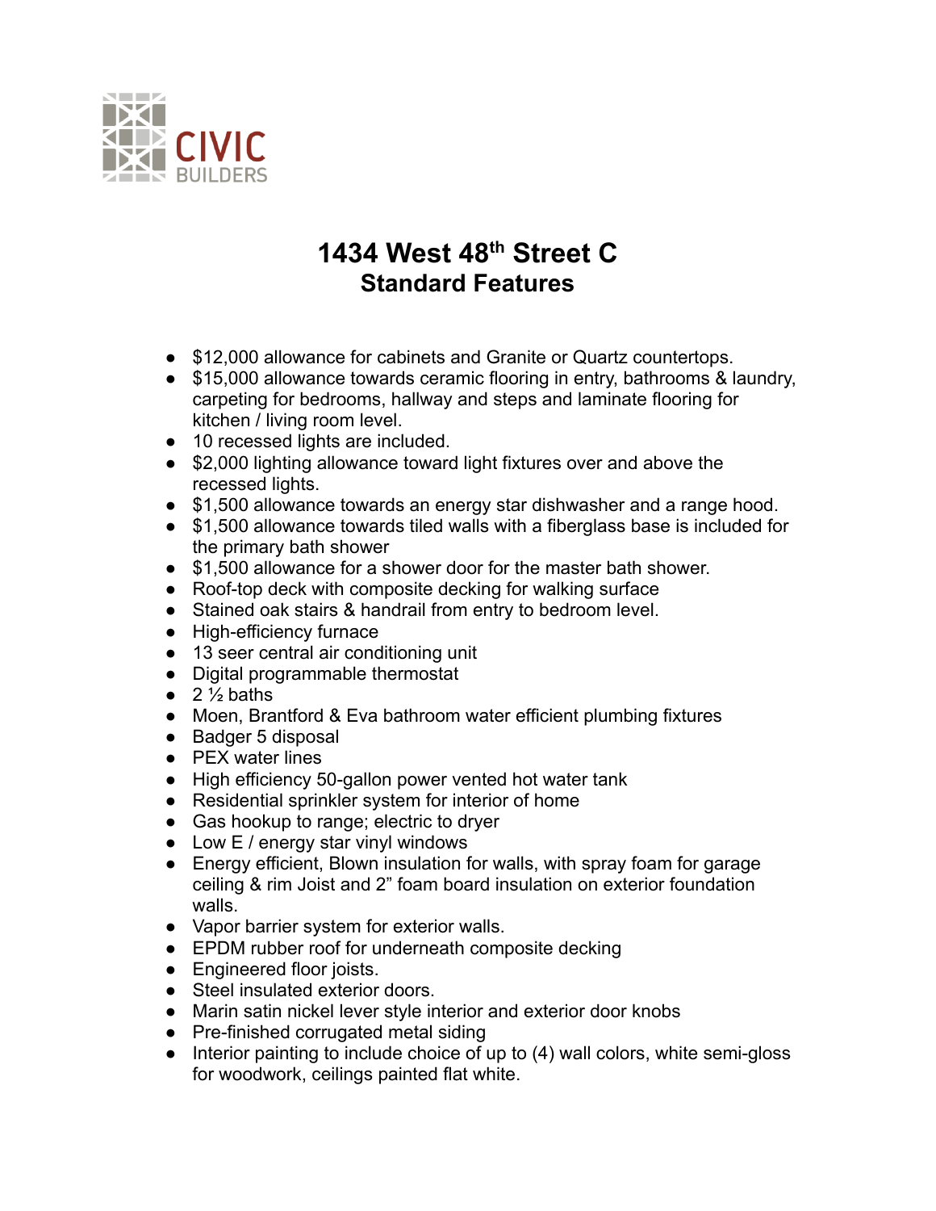CIVIC BUILDERS

# 1434 West 48th Street C
## Standard Features

- $12,000 allowance for cabinets and Granite or Quartz countertops.
- $15,000 allowance towards ceramic flooring in entry, bathrooms & laundry, carpeting for bedrooms, hallway and steps and laminate flooring for kitchen / living room level.
- 10 recessed lights are included.
- $2,000 lighting allowance toward light fixtures over and above the recessed lights.
- $1,500 allowance towards an energy star dishwasher and a range hood.
- $1,500 allowance towards tiled walls with a fiberglass base is included for the primary bath shower
- $1,500 allowance for a shower door for the master bath shower.
- Roof-top deck with composite decking for walking surface
- Stained oak stairs & handrail from entry to bedroom level.
- High-efficiency furnace
- 13 seer central air conditioning unit
- Digital programmable thermostat
- 2 ½ baths
- Moen, Brantford & Eva bathroom water efficient plumbing fixtures
- Badger 5 disposal
- PEX water lines
- High efficiency 50-gallon power vented hot water tank
- Residential sprinkler system for interior of home
- Gas hookup to range; electric to dryer
- Low E / energy star vinyl windows
- Energy efficient, Blown insulation for walls, with spray foam for garage ceiling & rim Joist and 2" foam board insulation on exterior foundation walls.
- Vapor barrier system for exterior walls.
- EPDM rubber roof for underneath composite decking
- Engineered floor joists.
- Steel insulated exterior doors.
- Marin satin nickel lever style interior and exterior door knobs
- Pre-finished corrugated metal siding
- Interior painting to include choice of up to (4) wall colors, white semi-gloss for woodwork, ceilings painted flat white.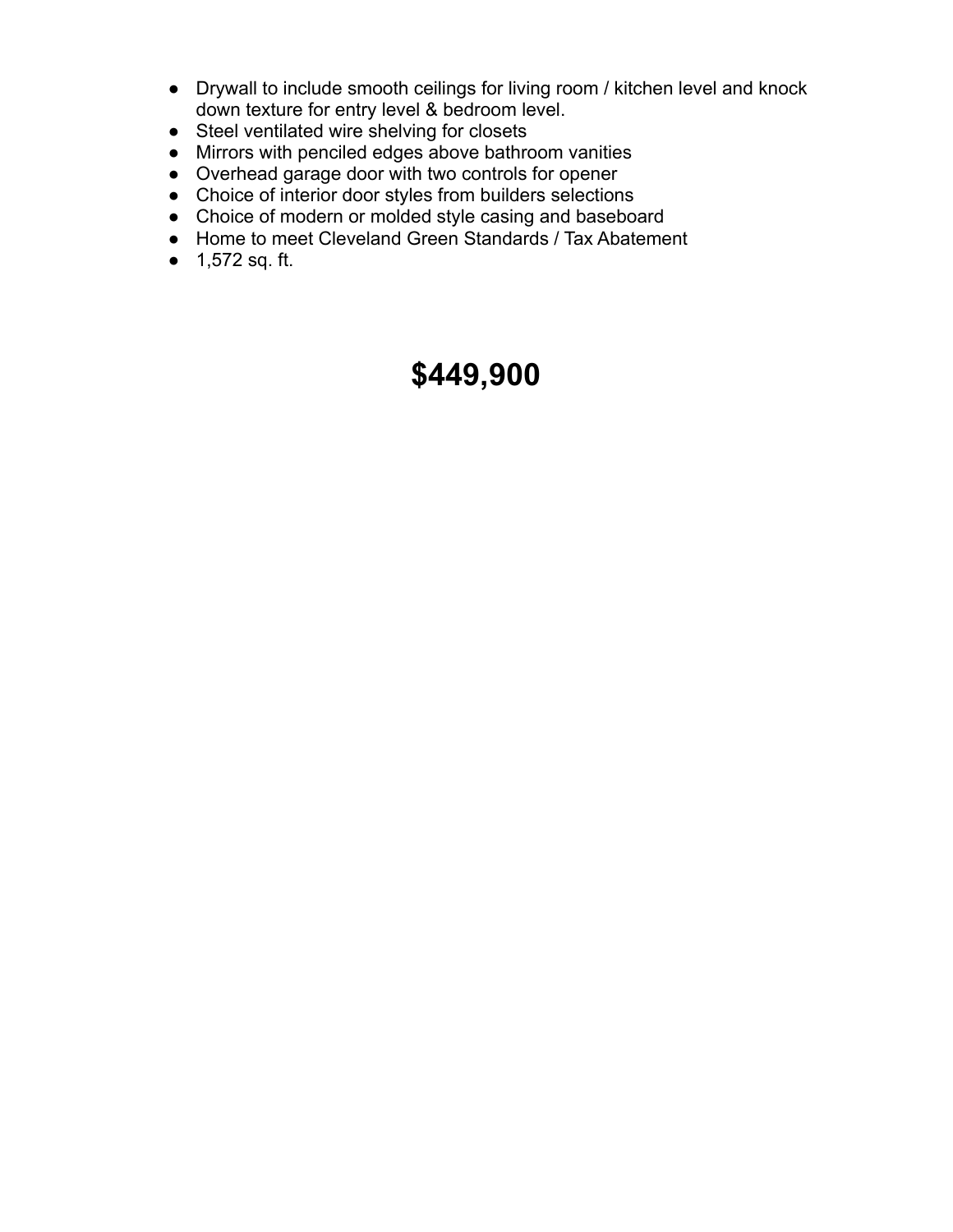- Drywall to include smooth ceilings for living room / kitchen level and knock down texture for entry level & bedroom level.
- Steel ventilated wire shelving for closets
- Mirrors with penciled edges above bathroom vanities
- Overhead garage door with two controls for opener
- Choice of interior door styles from builders selections
- Choice of modern or molded style casing and baseboard
- Home to meet Cleveland Green Standards / Tax Abatement
- 1,572 sq. ft.

# $449,900